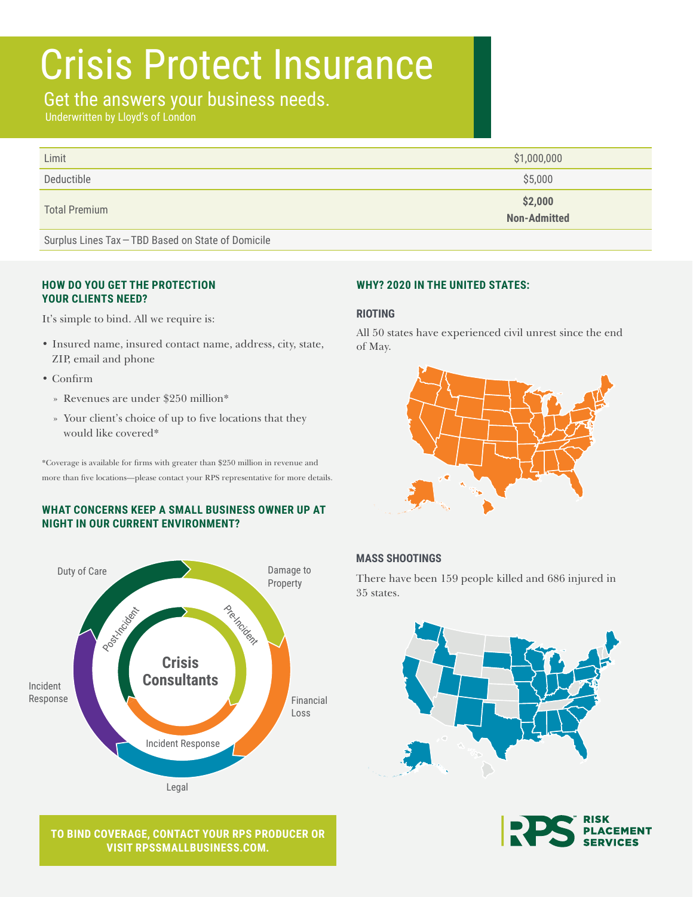# Crisis Protect Insurance

## Get the answers your business needs.

Underwritten by Lloyd's of London

| | |
|---|---|
| Limit | $1,000,000 |
| Deductible | $5,000 |
| Total Premium | **$2,000**<br>**Non-Admitted** |
| Surplus Lines Tax — TBD Based on State of Domicile | |

### HOW DO YOU GET THE PROTECTION YOUR CLIENTS NEED?

It's simple to bind. All we require is:

- Insured name, insured contact name, address, city, state, ZIP, email and phone
- Confirm
  - Revenues are under $250 million*
  - Your client's choice of up to five locations that they would like covered*

*Coverage is available for firms with greater than $250 million in revenue and more than five locations—please contact your RPS representative for more details.

### WHAT CONCERNS KEEP A SMALL BUSINESS OWNER UP AT NIGHT IN OUR CURRENT ENVIRONMENT?

Duty of Care

Damage to Property

Financial Loss

Legal

Incident Response

Crisis Consultants

Pre-Incident

Incident Response

Post-Incident

### WHY? 2020 IN THE UNITED STATES:

#### RIOTING

All 50 states have experienced civil unrest since the end of May.

#### MASS SHOOTINGS

There have been 159 people killed and 686 injured in 35 states.

**TO BIND COVERAGE, CONTACT YOUR RPS PRODUCER OR VISIT RPSSMALLBUSINESS.COM.**

RPS RISK PLACEMENT SERVICES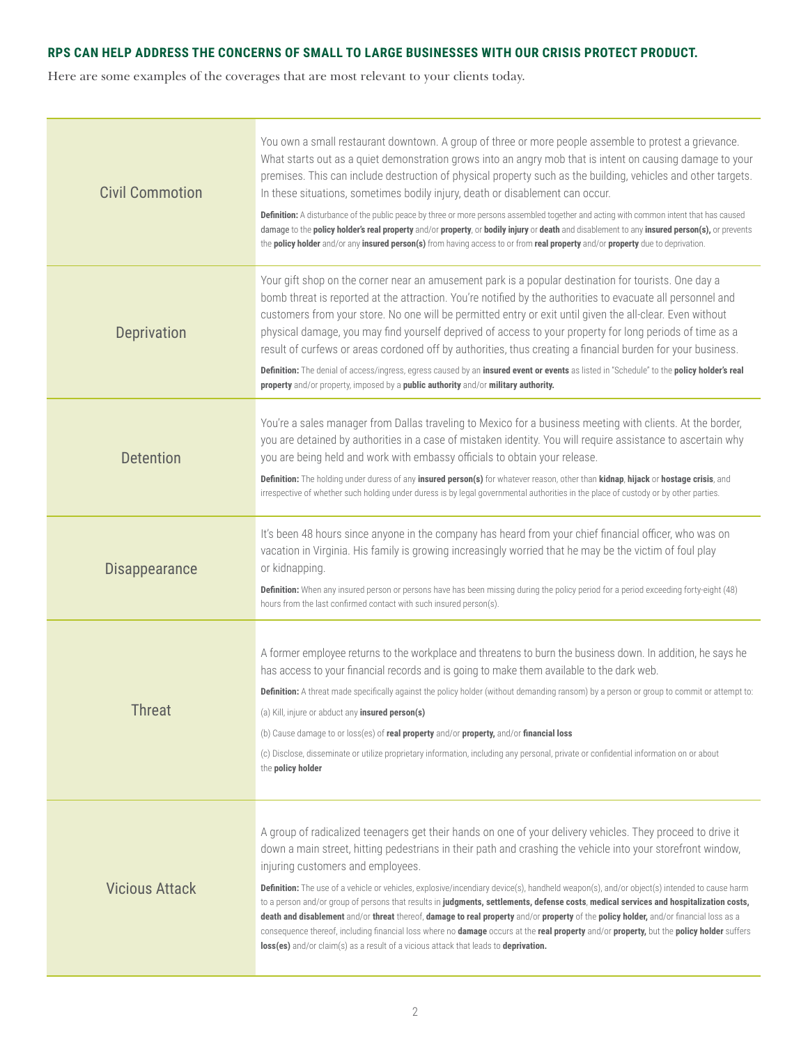**RPS CAN HELP ADDRESS THE CONCERNS OF SMALL TO LARGE BUSINESSES WITH OUR CRISIS PROTECT PRODUCT.**

Here are some examples of the coverages that are most relevant to your clients today.

| Coverage | Description |
|---|---|
| Civil Commotion | You own a small restaurant downtown. A group of three or more people assemble to protest a grievance. What starts out as a quiet demonstration grows into an angry mob that is intent on causing damage to your premises. This can include destruction of physical property such as the building, vehicles and other targets. In these situations, sometimes bodily injury, death or disablement can occur.<br><br>**Definition:** A disturbance of the public peace by three or more persons assembled together and acting with common intent that has caused damage to the **policy holder's real property** and/or **property**, or **bodily injury** or **death** and disablement to any **insured person(s),** or prevents the **policy holder** and/or any **insured person(s)** from having access to or from **real property** and/or **property** due to deprivation. |
| Deprivation | Your gift shop on the corner near an amusement park is a popular destination for tourists. One day a bomb threat is reported at the attraction. You're notified by the authorities to evacuate all personnel and customers from your store. No one will be permitted entry or exit until given the all-clear. Even without physical damage, you may find yourself deprived of access to your property for long periods of time as a result of curfews or areas cordoned off by authorities, thus creating a financial burden for your business.<br><br>**Definition:** The denial of access/ingress, egress caused by an **insured event or events** as listed in "Schedule" to the **policy holder's real property** and/or property, imposed by a **public authority** and/or **military authority.** |
| Detention | You're a sales manager from Dallas traveling to Mexico for a business meeting with clients. At the border, you are detained by authorities in a case of mistaken identity. You will require assistance to ascertain why you are being held and work with embassy officials to obtain your release.<br><br>**Definition:** The holding under duress of any **insured person(s)** for whatever reason, other than **kidnap**, **hijack** or **hostage crisis**, and irrespective of whether such holding under duress is by legal governmental authorities in the place of custody or by other parties. |
| Disappearance | It's been 48 hours since anyone in the company has heard from your chief financial officer, who was on vacation in Virginia. His family is growing increasingly worried that he may be the victim of foul play or kidnapping.<br><br>**Definition:** When any insured person or persons have been missing during the policy period for a period exceeding forty-eight (48) hours from the last confirmed contact with such insured person(s). |
| Threat | A former employee returns to the workplace and threatens to burn the business down. In addition, he says he has access to your financial records and is going to make them available to the dark web.<br><br>**Definition:** A threat made specifically against the policy holder (without demanding ransom) by a person or group to commit or attempt to:<br><br>(a) Kill, injure or abduct any **insured person(s)**<br><br>(b) Cause damage to or loss(es) of **real property** and/or **property,** and/or **financial loss**<br><br>(c) Disclose, disseminate or utilize proprietary information, including any personal, private or confidential information on or about the **policy holder** |
| Vicious Attack | A group of radicalized teenagers get their hands on one of your delivery vehicles. They proceed to drive it down a main street, hitting pedestrians in their path and crashing the vehicle into your storefront window, injuring customers and employees.<br><br>**Definition:** The use of a vehicle or vehicles, explosive/incendiary device(s), handheld weapon(s), and/or object(s) intended to cause harm to a person and/or group of persons that results in **judgments, settlements, defense costs**, **medical services and hospitalization costs, death and disablement** and/or **threat** thereof, **damage to real property** and/or **property** of the **policy holder,** and/or financial loss as a consequence thereof, including financial loss where no **damage** occurs at the **real property** and/or **property,** but the **policy holder** suffers **loss(es)** and/or claim(s) as a result of a vicious attack that leads to **deprivation.** |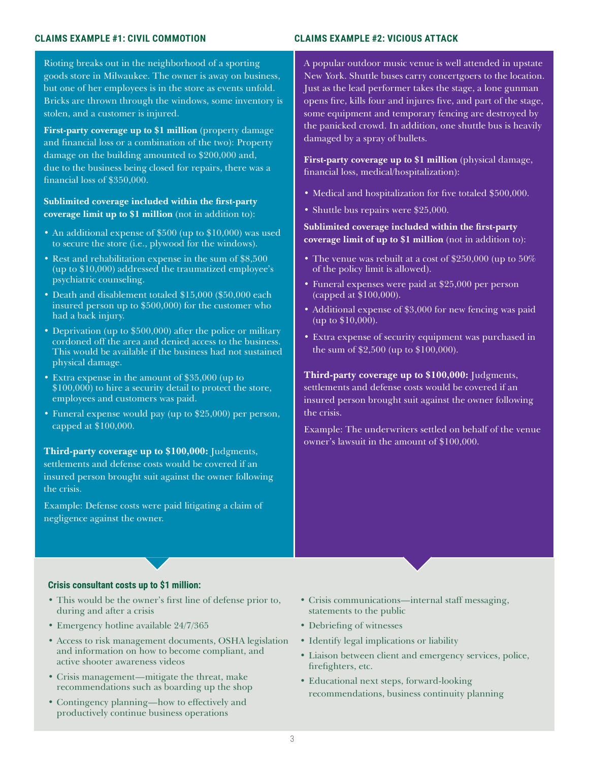## CLAIMS EXAMPLE #1: CIVIL COMMOTION

Rioting breaks out in the neighborhood of a sporting goods store in Milwaukee. The owner is away on business, but one of her employees is in the store as events unfold. Bricks are thrown through the windows, some inventory is stolen, and a customer is injured.

**First-party coverage up to $1 million** (property damage and financial loss or a combination of the two): Property damage on the building amounted to $200,000 and, due to the business being closed for repairs, there was a financial loss of $350,000.

**Sublimited coverage included within the first-party coverage limit up to $1 million** (not in addition to):

- An additional expense of $500 (up to $10,000) was used to secure the store (i.e., plywood for the windows).
- Rest and rehabilitation expense in the sum of $8,500 (up to $10,000) addressed the traumatized employee's psychiatric counseling.
- Death and disablement totaled $15,000 ($50,000 each insured person up to $500,000) for the customer who had a back injury.
- Deprivation (up to $500,000) after the police or military cordoned off the area and denied access to the business. This would be available if the business had not sustained physical damage.
- Extra expense in the amount of $35,000 (up to $100,000) to hire a security detail to protect the store, employees and customers was paid.
- Funeral expense would pay (up to $25,000) per person, capped at $100,000.

**Third-party coverage up to $100,000:** Judgments, settlements and defense costs would be covered if an insured person brought suit against the owner following the crisis.

Example: Defense costs were paid litigating a claim of negligence against the owner.

## CLAIMS EXAMPLE #2: VICIOUS ATTACK

A popular outdoor music venue is well attended in upstate New York. Shuttle buses carry concertgoers to the location. Just as the lead performer takes the stage, a lone gunman opens fire, kills four and injures five, and part of the stage, some equipment and temporary fencing are destroyed by the panicked crowd. In addition, one shuttle bus is heavily damaged by a spray of bullets.

**First-party coverage up to $1 million** (physical damage, financial loss, medical/hospitalization):

- Medical and hospitalization for five totaled $500,000.
- Shuttle bus repairs were $25,000.

**Sublimited coverage included within the first-party coverage limit of up to $1 million** (not in addition to):

- The venue was rebuilt at a cost of $250,000 (up to 50% of the policy limit is allowed).
- Funeral expenses were paid at $25,000 per person (capped at $100,000).
- Additional expense of $3,000 for new fencing was paid (up to $10,000).
- Extra expense of security equipment was purchased in the sum of $2,500 (up to $100,000).

**Third-party coverage up to $100,000:** Judgments, settlements and defense costs would be covered if an insured person brought suit against the owner following the crisis.

Example: The underwriters settled on behalf of the venue owner's lawsuit in the amount of $100,000.

### Crisis consultant costs up to $1 million:

- This would be the owner's first line of defense prior to, during and after a crisis
- Emergency hotline available 24/7/365
- Access to risk management documents, OSHA legislation and information on how to become compliant, and active shooter awareness videos
- Crisis management—mitigate the threat, make recommendations such as boarding up the shop
- Contingency planning—how to effectively and productively continue business operations
- Crisis communications—internal staff messaging, statements to the public
- Debriefing of witnesses
- Identify legal implications or liability
- Liaison between client and emergency services, police, firefighters, etc.
- Educational next steps, forward-looking recommendations, business continuity planning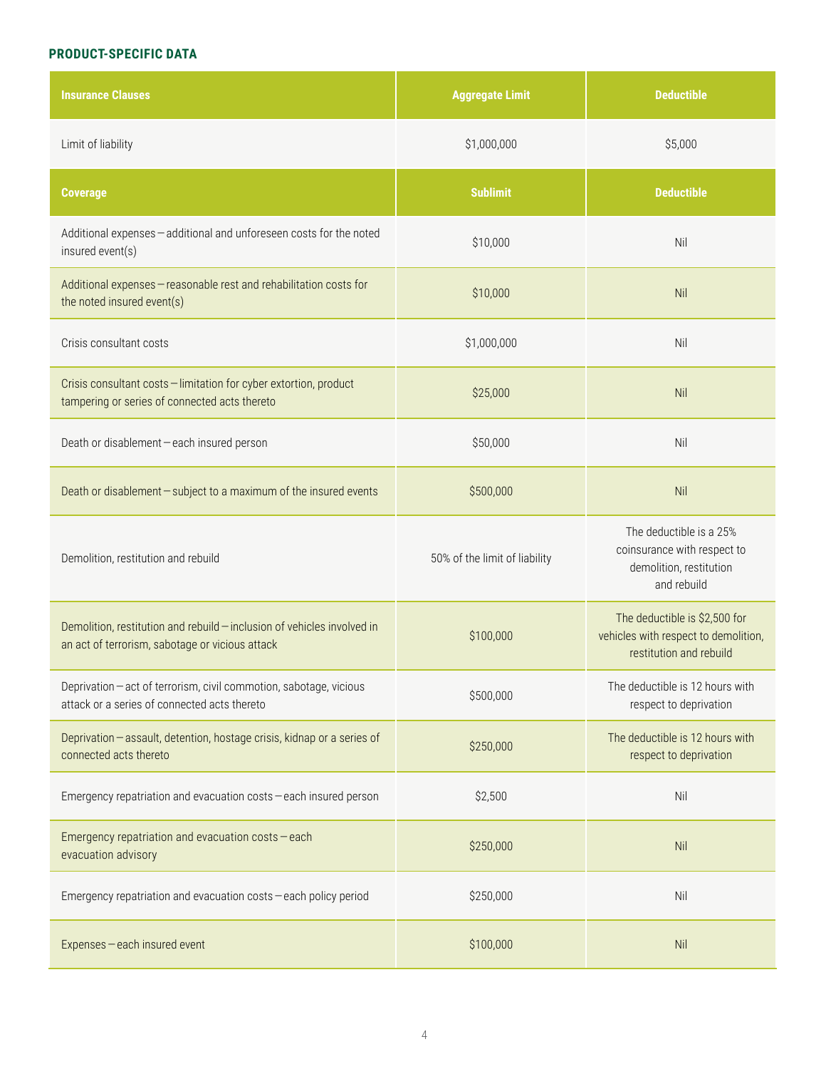**PRODUCT-SPECIFIC DATA**

| Insurance Clauses | Aggregate Limit | Deductible |
|---|---|---|
| Limit of liability | $1,000,000 | $5,000 |
| **Coverage** | **Sublimit** | **Deductible** |
| Additional expenses — additional and unforeseen costs for the noted insured event(s) | $10,000 | Nil |
| Additional expenses — reasonable rest and rehabilitation costs for the noted insured event(s) | $10,000 | Nil |
| Crisis consultant costs | $1,000,000 | Nil |
| Crisis consultant costs — limitation for cyber extortion, product tampering or series of connected acts thereto | $25,000 | Nil |
| Death or disablement — each insured person | $50,000 | Nil |
| Death or disablement — subject to a maximum of the insured events | $500,000 | Nil |
| Demolition, restitution and rebuild | 50% of the limit of liability | The deductible is a 25% coinsurance with respect to demolition, restitution and rebuild |
| Demolition, restitution and rebuild — inclusion of vehicles involved in an act of terrorism, sabotage or vicious attack | $100,000 | The deductible is $2,500 for vehicles with respect to demolition, restitution and rebuild |
| Deprivation — act of terrorism, civil commotion, sabotage, vicious attack or a series of connected acts thereto | $500,000 | The deductible is 12 hours with respect to deprivation |
| Deprivation — assault, detention, hostage crisis, kidnap or a series of connected acts thereto | $250,000 | The deductible is 12 hours with respect to deprivation |
| Emergency repatriation and evacuation costs — each insured person | $2,500 | Nil |
| Emergency repatriation and evacuation costs — each evacuation advisory | $250,000 | Nil |
| Emergency repatriation and evacuation costs — each policy period | $250,000 | Nil |
| Expenses — each insured event | $100,000 | Nil |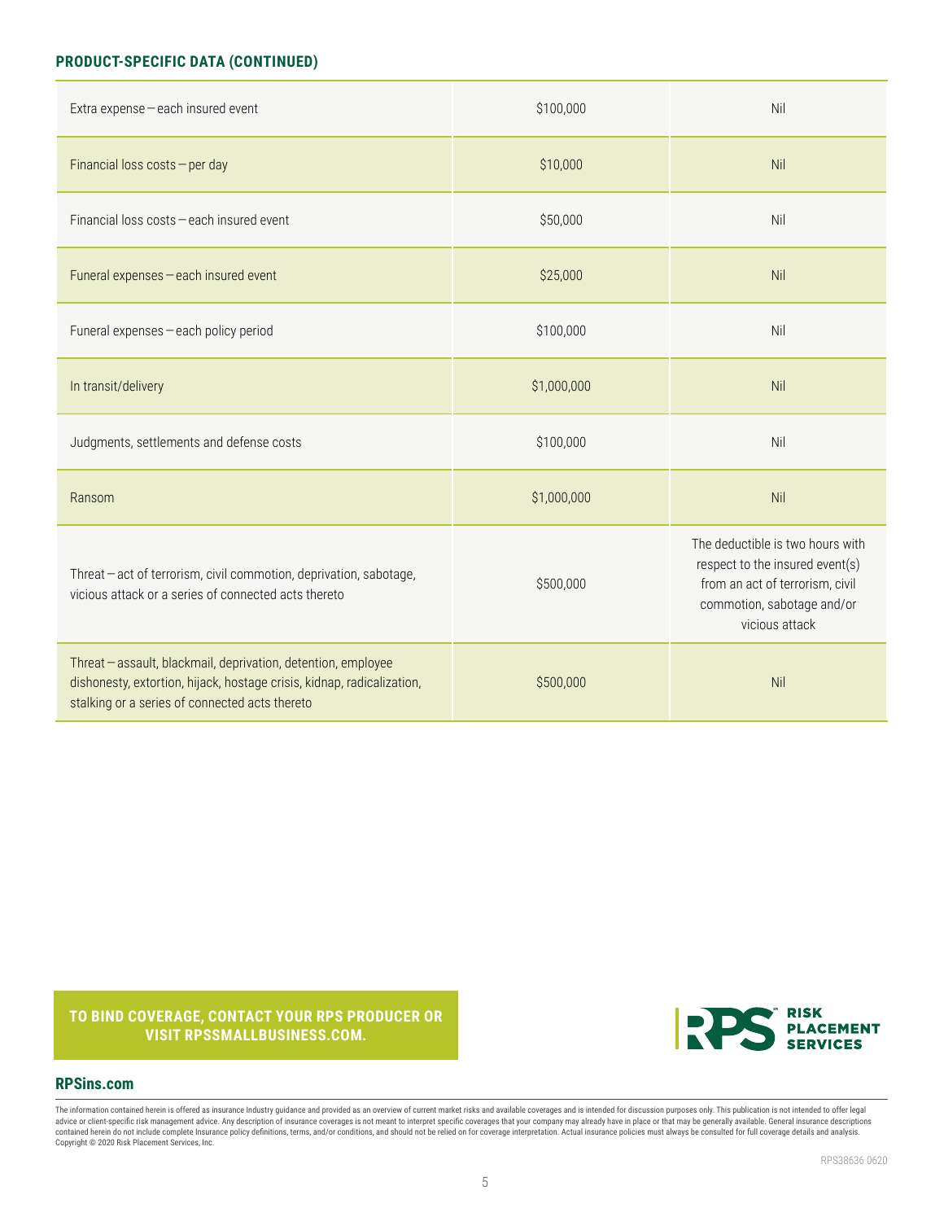### PRODUCT-SPECIFIC DATA (CONTINUED)

| | | |
|---|---|---|
| Extra expense — each insured event | $100,000 | Nil |
| Financial loss costs — per day | $10,000 | Nil |
| Financial loss costs — each insured event | $50,000 | Nil |
| Funeral expenses — each insured event | $25,000 | Nil |
| Funeral expenses — each policy period | $100,000 | Nil |
| In transit/delivery | $1,000,000 | Nil |
| Judgments, settlements and defense costs | $100,000 | Nil |
| Ransom | $1,000,000 | Nil |
| Threat — act of terrorism, civil commotion, deprivation, sabotage, vicious attack or a series of connected acts thereto | $500,000 | The deductible is two hours with respect to the insured event(s) from an act of terrorism, civil commotion, sabotage and/or vicious attack |
| Threat — assault, blackmail, deprivation, detention, employee dishonesty, extortion, hijack, hostage crisis, kidnap, radicalization, stalking or a series of connected acts thereto | $500,000 | Nil |

**TO BIND COVERAGE, CONTACT YOUR RPS PRODUCER OR VISIT RPSSMALLBUSINESS.COM.**

RPS™ RISK PLACEMENT SERVICES

**RPSins.com**

The information contained herein is offered as insurance Industry guidance and provided as an overview of current market risks and available coverages and is intended for discussion purposes only. This publication is not intended to offer legal advice or client-specific risk management advice. Any description of insurance coverages is not meant to interpret specific coverages that your company may already have in place or that may be generally available. General insurance descriptions contained herein do not include complete Insurance policy definitions, terms, and/or conditions, and should not be relied on for coverage interpretation. Actual insurance policies must always be consulted for full coverage details and analysis. Copyright © 2020 Risk Placement Services, Inc.

RPS38636 0620